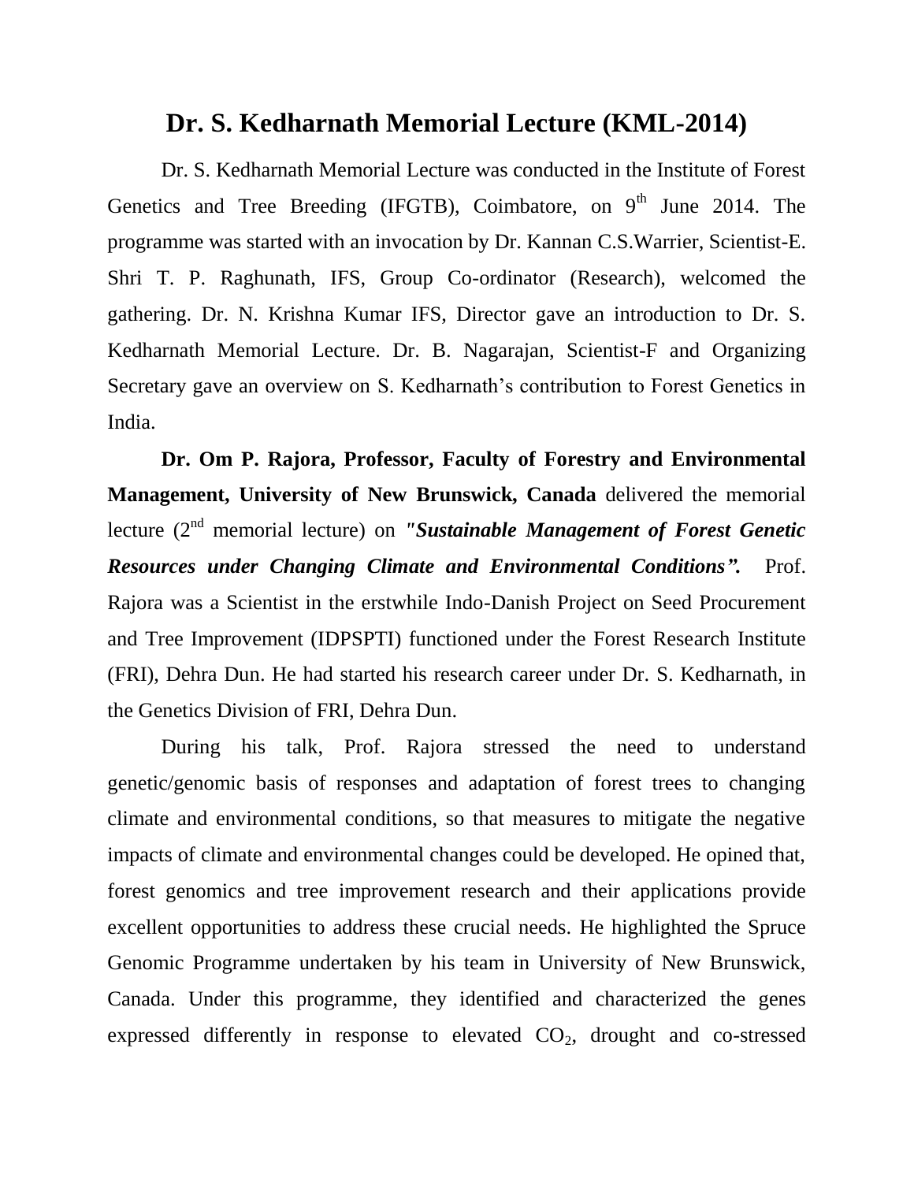# Dr. S. Kedharnath Memorial Lecture (KML-2014)

Dr. S. Kedharnath Memorial Lecture was conducted in the Institute of Forest Genetics and Tree Breeding (IFGTB), Coimbatore, on 9th June 2014. The programme was started with an invocation by Dr. Kannan C.S.Warrier, Scientist-E. Shri T. P. Raghunath, IFS, Group Co-ordinator (Research), welcomed the gathering. Dr. N. Krishna Kumar IFS, Director gave an introduction to Dr. S. Kedharnath Memorial Lecture. Dr. B. Nagarajan, Scientist-F and Organizing Secretary gave an overview on S. Kedharnath's contribution to Forest Genetics in India.

**Dr. Om P. Rajora, Professor, Faculty of Forestry and Environmental Management, University of New Brunswick, Canada** delivered the memorial lecture (2nd memorial lecture) on ***"Sustainable Management of Forest Genetic Resources under Changing Climate and Environmental Conditions".*** Prof. Rajora was a Scientist in the erstwhile Indo-Danish Project on Seed Procurement and Tree Improvement (IDPSPTI) functioned under the Forest Research Institute (FRI), Dehra Dun. He had started his research career under Dr. S. Kedharnath, in the Genetics Division of FRI, Dehra Dun.

During his talk, Prof. Rajora stressed the need to understand genetic/genomic basis of responses and adaptation of forest trees to changing climate and environmental conditions, so that measures to mitigate the negative impacts of climate and environmental changes could be developed. He opined that, forest genomics and tree improvement research and their applications provide excellent opportunities to address these crucial needs. He highlighted the Spruce Genomic Programme undertaken by his team in University of New Brunswick, Canada. Under this programme, they identified and characterized the genes expressed differently in response to elevated $CO_2$, drought and co-stressed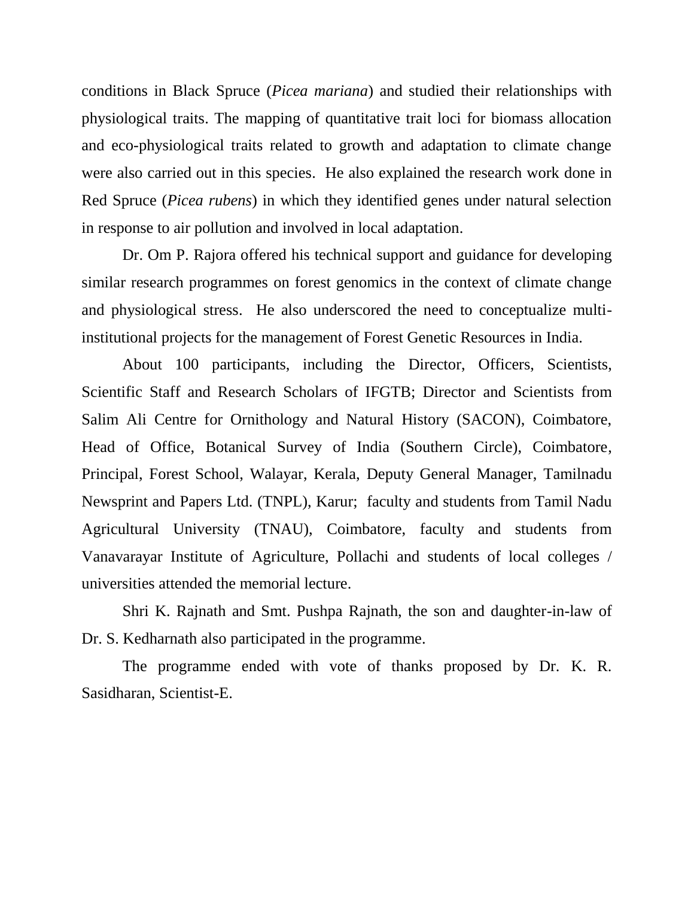conditions in Black Spruce (*Picea mariana*) and studied their relationships with physiological traits. The mapping of quantitative trait loci for biomass allocation and eco-physiological traits related to growth and adaptation to climate change were also carried out in this species. He also explained the research work done in Red Spruce (*Picea rubens*) in which they identified genes under natural selection in response to air pollution and involved in local adaptation.

Dr. Om P. Rajora offered his technical support and guidance for developing similar research programmes on forest genomics in the context of climate change and physiological stress. He also underscored the need to conceptualize multi-institutional projects for the management of Forest Genetic Resources in India.

About 100 participants, including the Director, Officers, Scientists, Scientific Staff and Research Scholars of IFGTB; Director and Scientists from Salim Ali Centre for Ornithology and Natural History (SACON), Coimbatore, Head of Office, Botanical Survey of India (Southern Circle), Coimbatore, Principal, Forest School, Walayar, Kerala, Deputy General Manager, Tamilnadu Newsprint and Papers Ltd. (TNPL), Karur; faculty and students from Tamil Nadu Agricultural University (TNAU), Coimbatore, faculty and students from Vanavarayar Institute of Agriculture, Pollachi and students of local colleges / universities attended the memorial lecture.

Shri K. Rajnath and Smt. Pushpa Rajnath, the son and daughter-in-law of Dr. S. Kedharnath also participated in the programme.

The programme ended with vote of thanks proposed by Dr. K. R. Sasidharan, Scientist-E.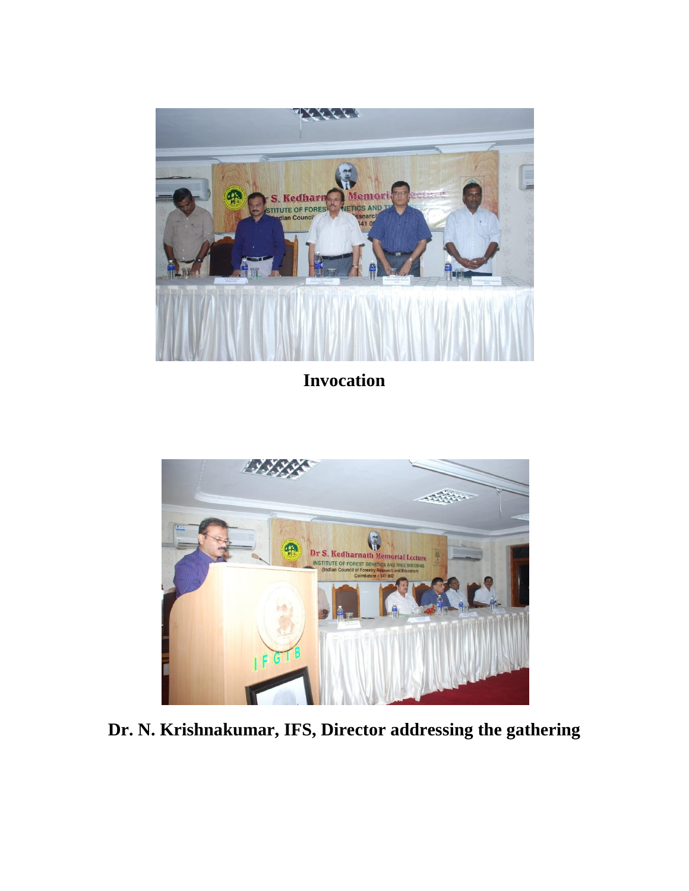**Invocation**

**Dr. N. Krishnakumar, IFS, Director addressing the gathering**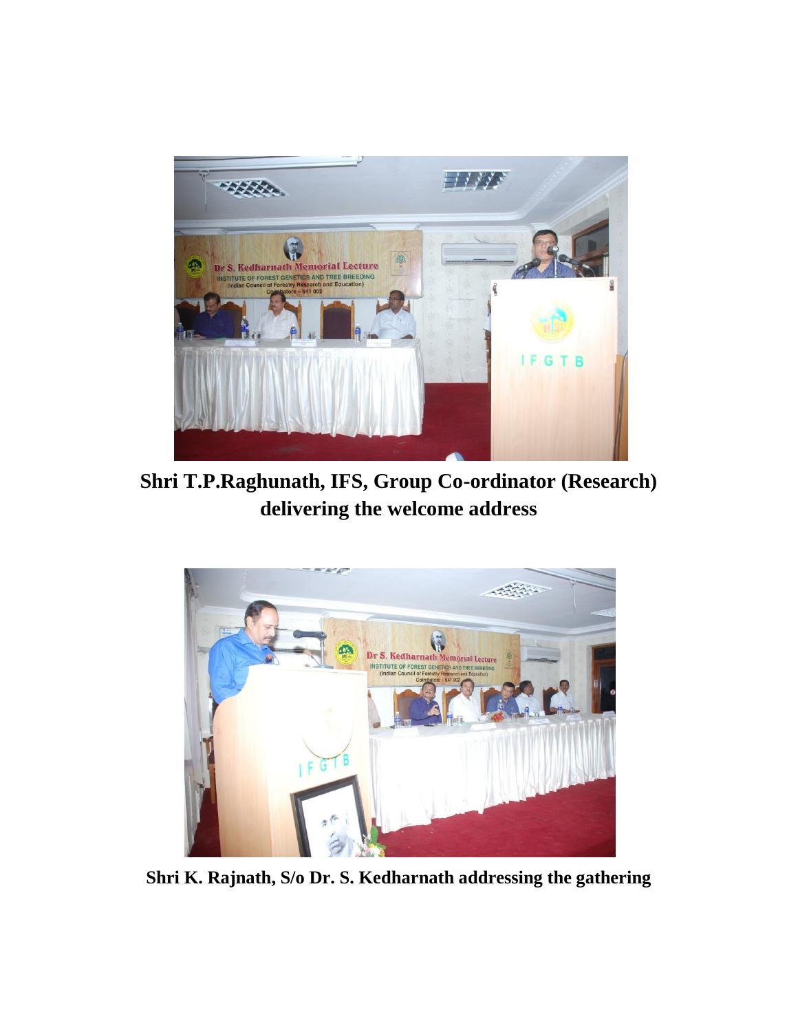**Shri T.P.Raghunath, IFS, Group Co-ordinator (Research) delivering the welcome address**

**Shri K. Rajnath, S/o Dr. S. Kedharnath addressing the gathering**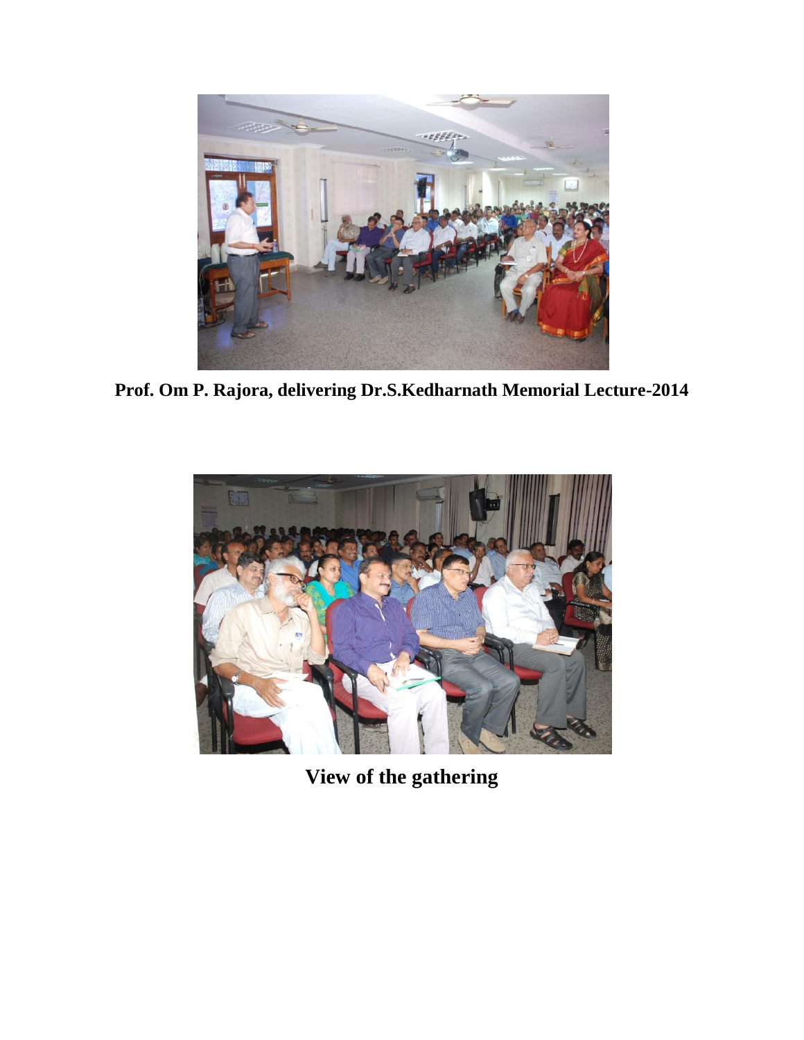**Prof. Om P. Rajora, delivering Dr.S.Kedharnath Memorial Lecture-2014**

**View of the gathering**